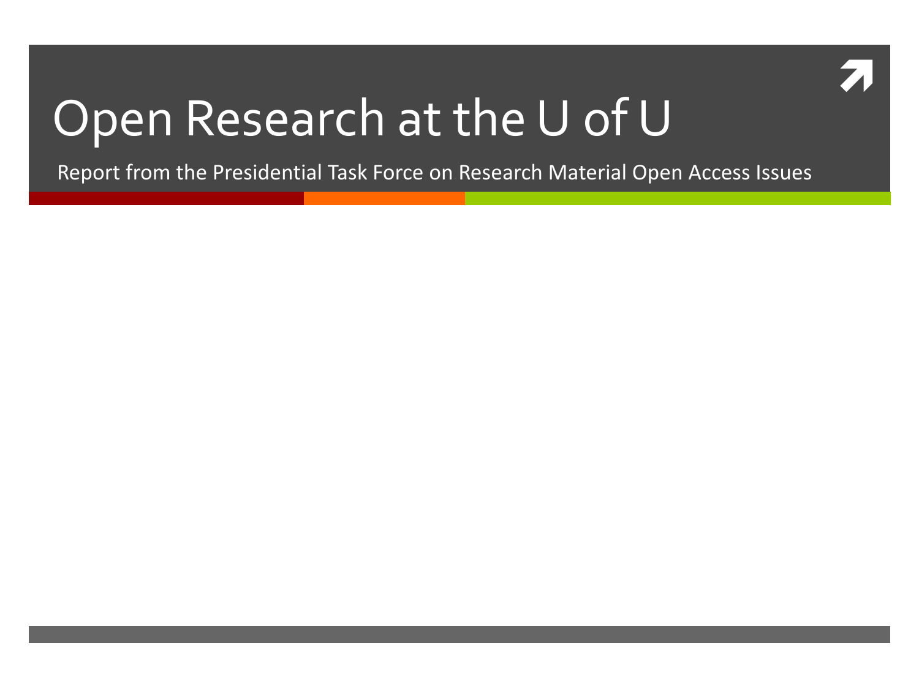# Open Research at the U of U

Report from the Presidential Task Force on Research Material Open Access Issues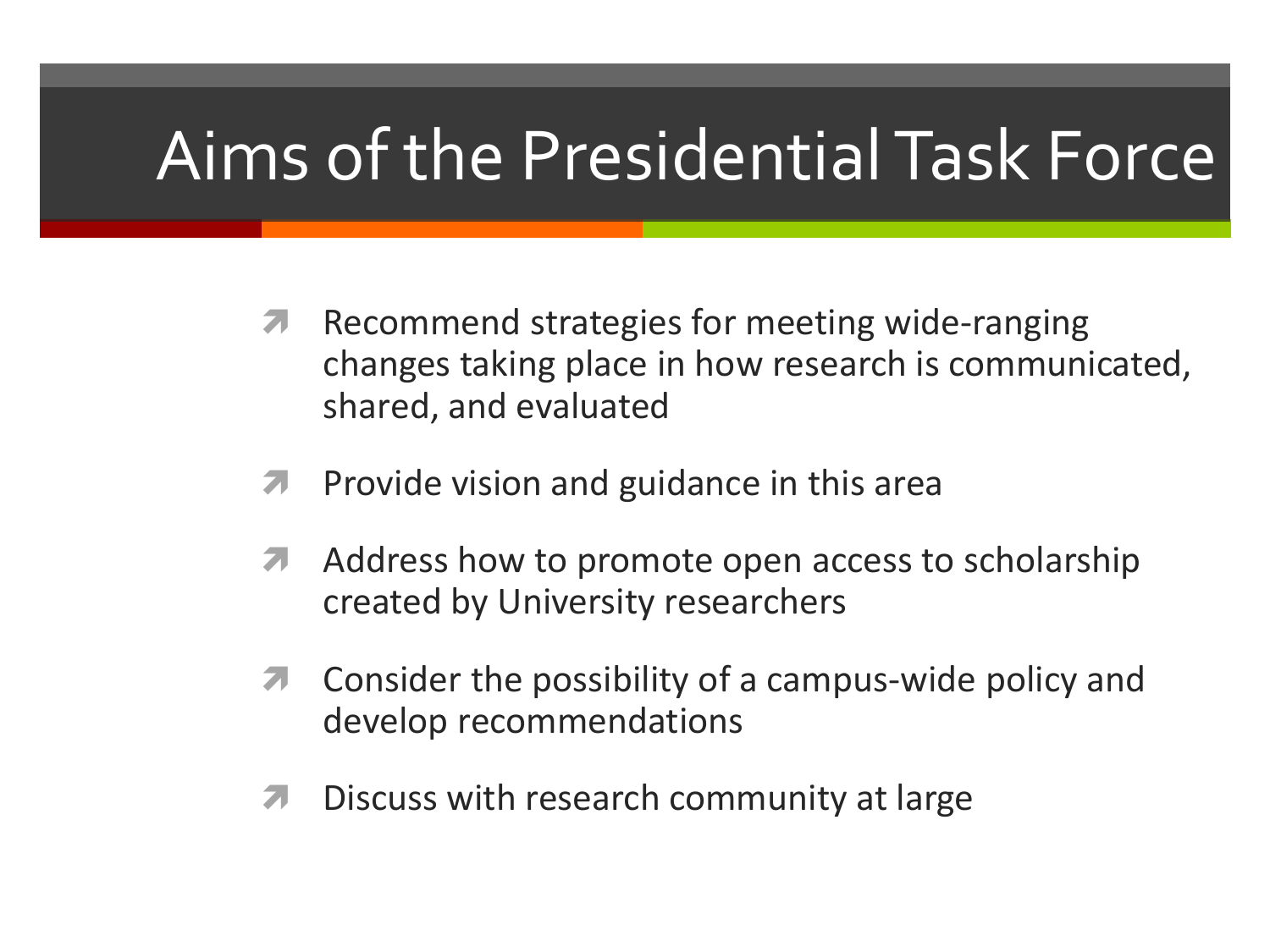# Aims of the Presidential Task Force

- Recommend strategies for meeting wide-ranging changes taking place in how research is communicated, shared, and evaluated
- Provide vision and guidance in this area
- Address how to promote open access to scholarship created by University researchers
- Consider the possibility of a campus-wide policy and develop recommendations
- Discuss with research community at large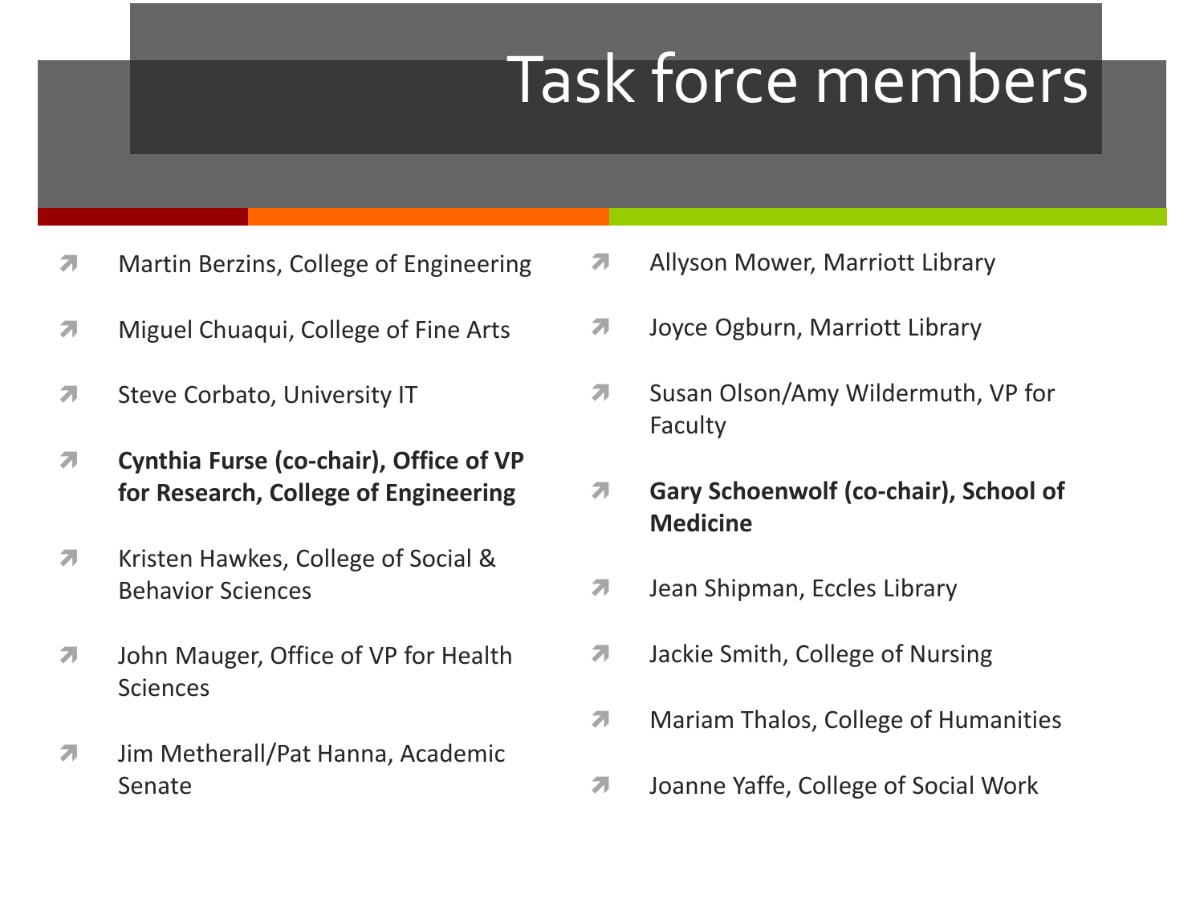# Task force members

- Martin Berzins, College of Engineering
- Miguel Chuaqui, College of Fine Arts
- Steve Corbato, University IT
- **Cynthia Furse (co-chair), Office of VP for Research, College of Engineering**
- Kristen Hawkes, College of Social & Behavior Sciences
- John Mauger, Office of VP for Health Sciences
- Jim Metherall/Pat Hanna, Academic Senate
- Allyson Mower, Marriott Library
- Joyce Ogburn, Marriott Library
- Susan Olson/Amy Wildermuth, VP for Faculty
- **Gary Schoenwolf (co-chair), School of Medicine**
- Jean Shipman, Eccles Library
- Jackie Smith, College of Nursing
- Mariam Thalos, College of Humanities
- Joanne Yaffe, College of Social Work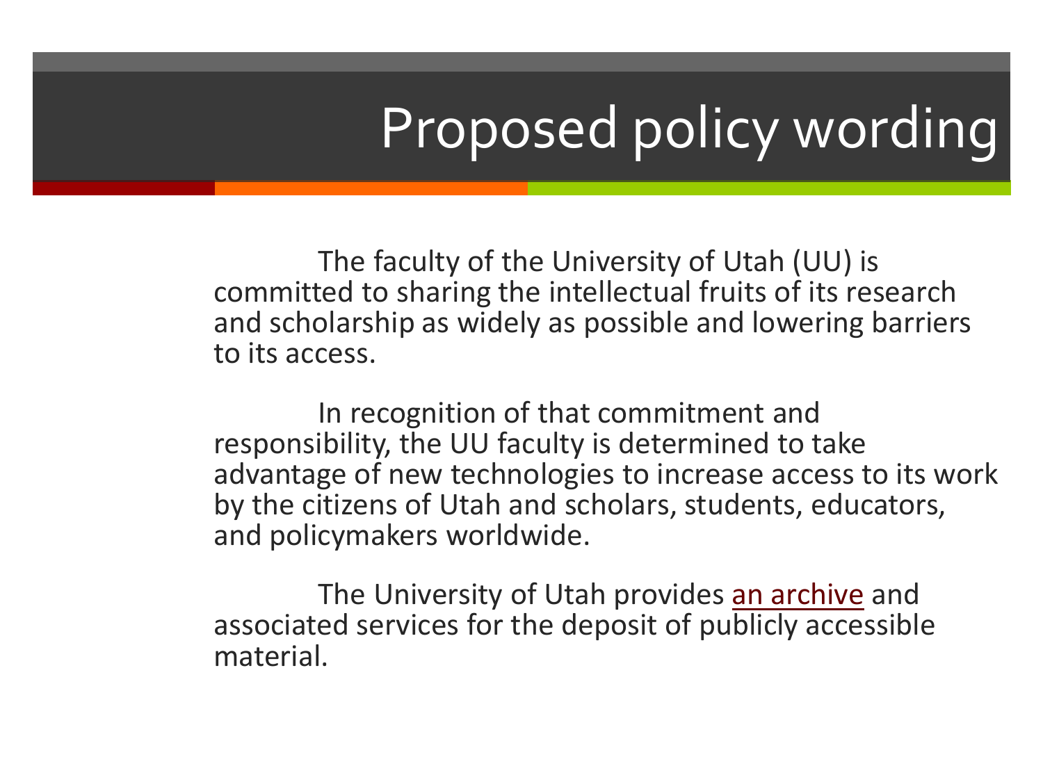# Proposed policy wording

The faculty of the University of Utah (UU) is committed to sharing the intellectual fruits of its research and scholarship as widely as possible and lowering barriers to its access.

In recognition of that commitment and responsibility, the UU faculty is determined to take advantage of new technologies to increase access to its work by the citizens of Utah and scholars, students, educators, and policymakers worldwide.

The University of Utah provides an archive and associated services for the deposit of publicly accessible material.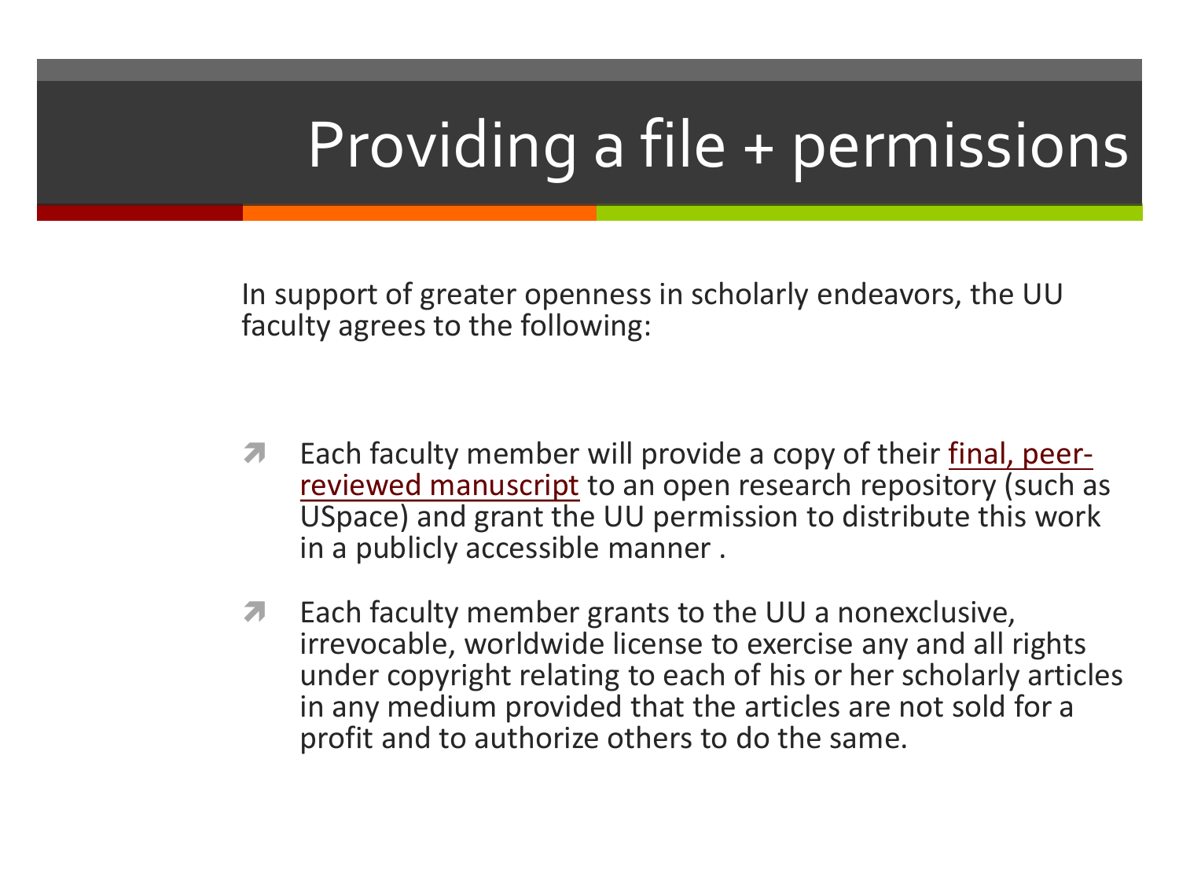# Providing a file + permissions

In support of greater openness in scholarly endeavors, the UU faculty agrees to the following:

- Each faculty member will provide a copy of their final, peer-reviewed manuscript to an open research repository (such as USpace) and grant the UU permission to distribute this work in a publicly accessible manner .
- Each faculty member grants to the UU a nonexclusive, irrevocable, worldwide license to exercise any and all rights under copyright relating to each of his or her scholarly articles in any medium provided that the articles are not sold for a profit and to authorize others to do the same.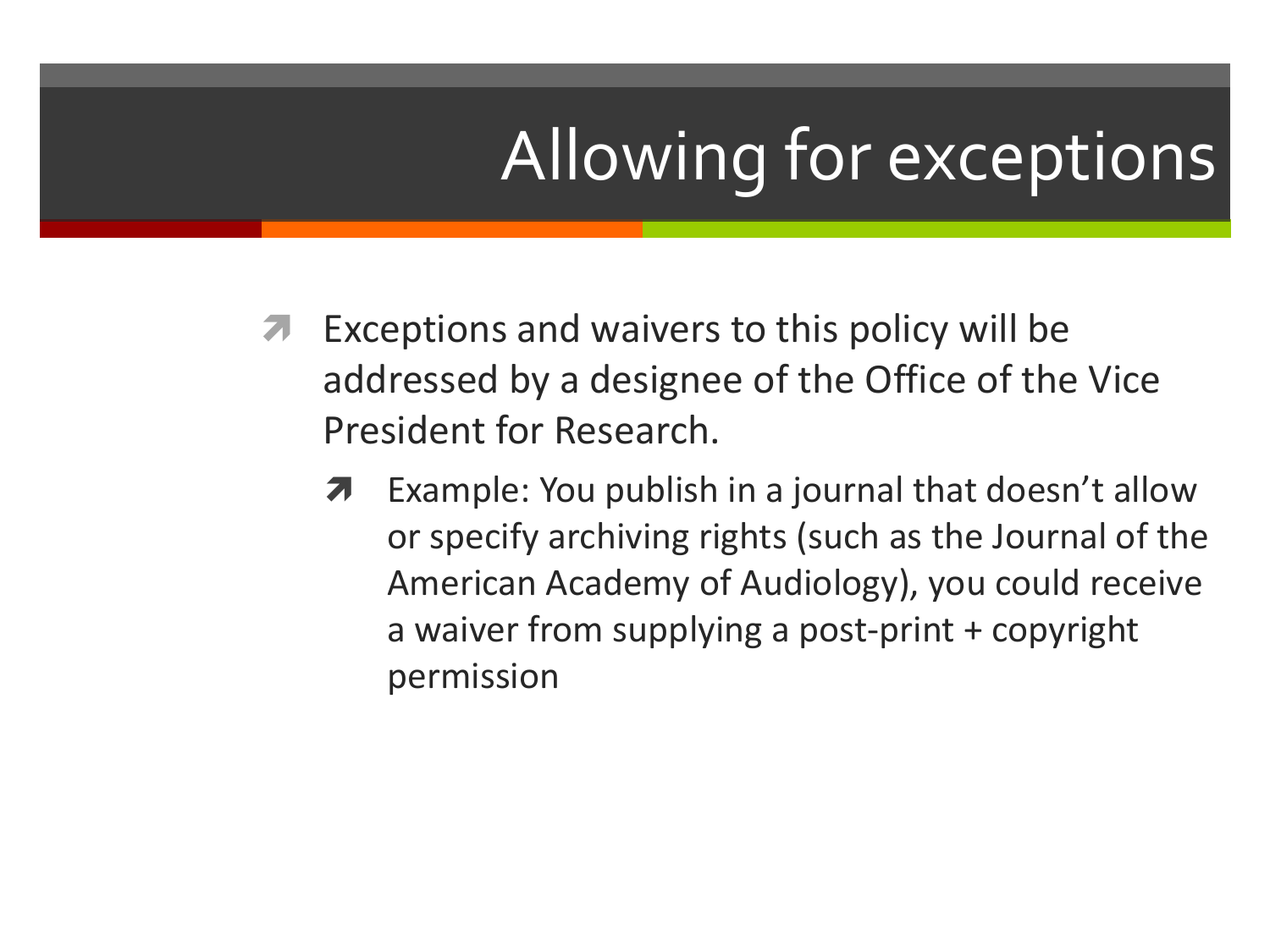# Allowing for exceptions

- Exceptions and waivers to this policy will be addressed by a designee of the Office of the Vice President for Research.
  - Example: You publish in a journal that doesn't allow or specify archiving rights (such as the Journal of the American Academy of Audiology), you could receive a waiver from supplying a post-print + copyright permission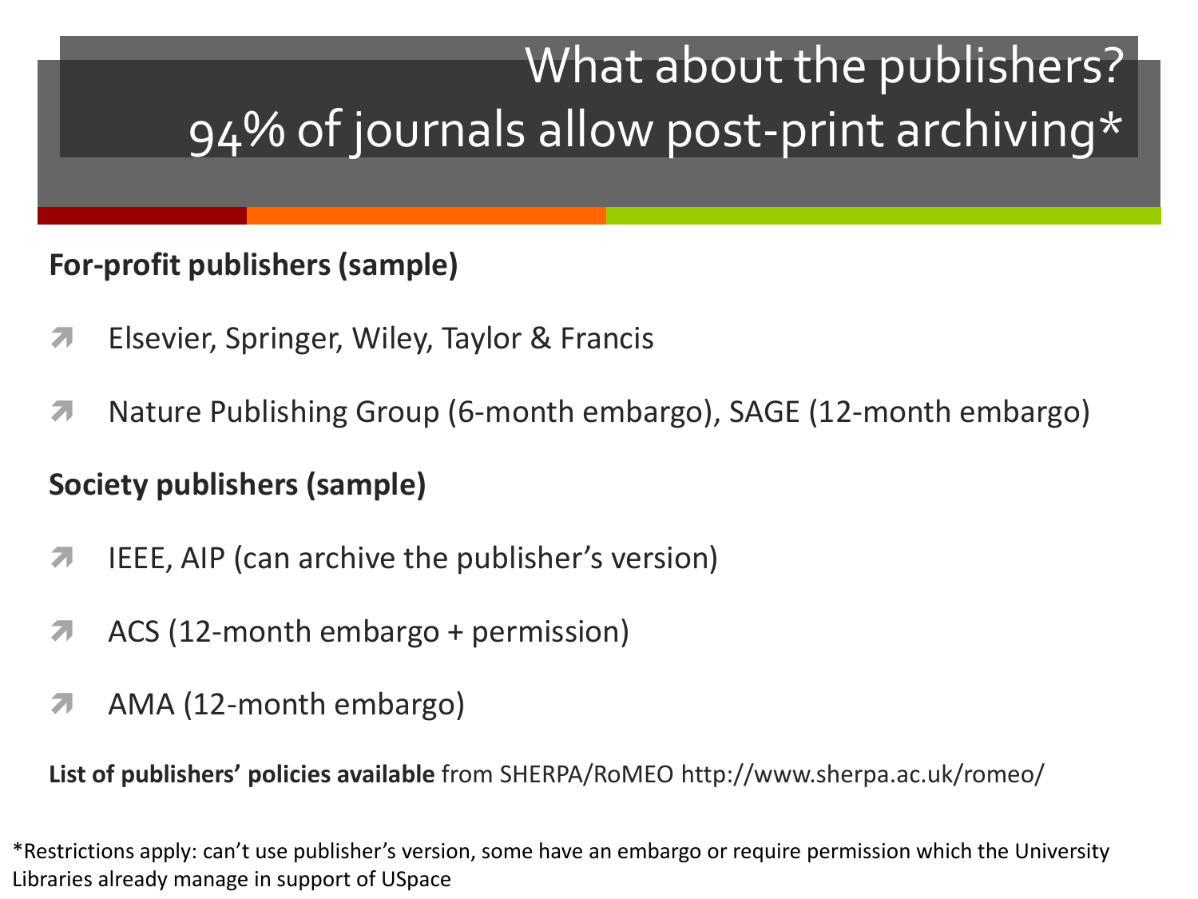# What about the publishers?
# 94% of journals allow post-print archiving*

**For-profit publishers (sample)**

- Elsevier, Springer, Wiley, Taylor & Francis
- Nature Publishing Group (6-month embargo), SAGE (12-month embargo)

**Society publishers (sample)**

- IEEE, AIP (can archive the publisher's version)
- ACS (12-month embargo + permission)
- AMA (12-month embargo)

**List of publishers' policies available** from SHERPA/RoMEO http://www.sherpa.ac.uk/romeo/

*Restrictions apply: can't use publisher's version, some have an embargo or require permission which the University Libraries already manage in support of USpace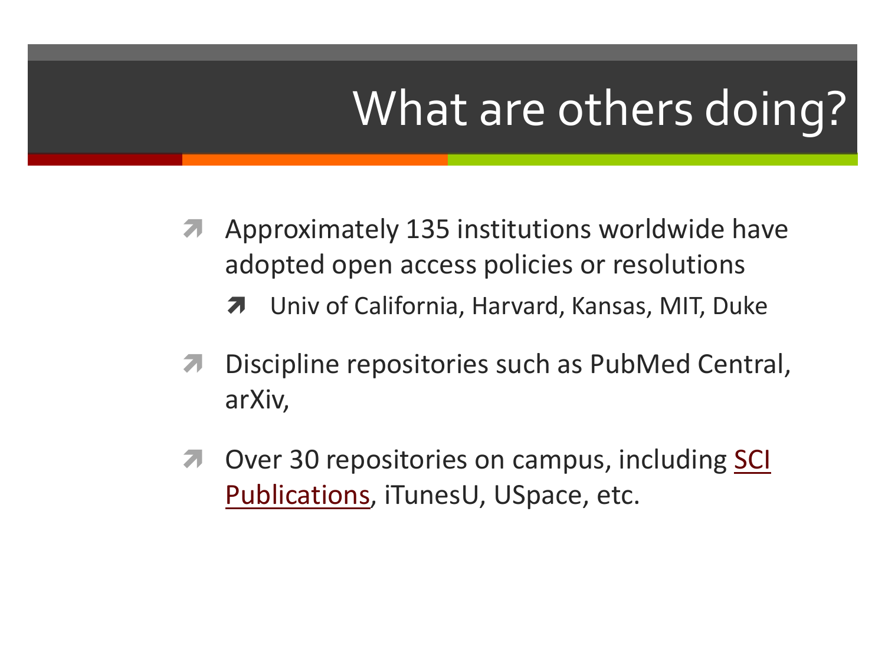# What are others doing?

- Approximately 135 institutions worldwide have adopted open access policies or resolutions
  - Univ of California, Harvard, Kansas, MIT, Duke
- Discipline repositories such as PubMed Central, arXiv,
- Over 30 repositories on campus, including SCI Publications, iTunesU, USpace, etc.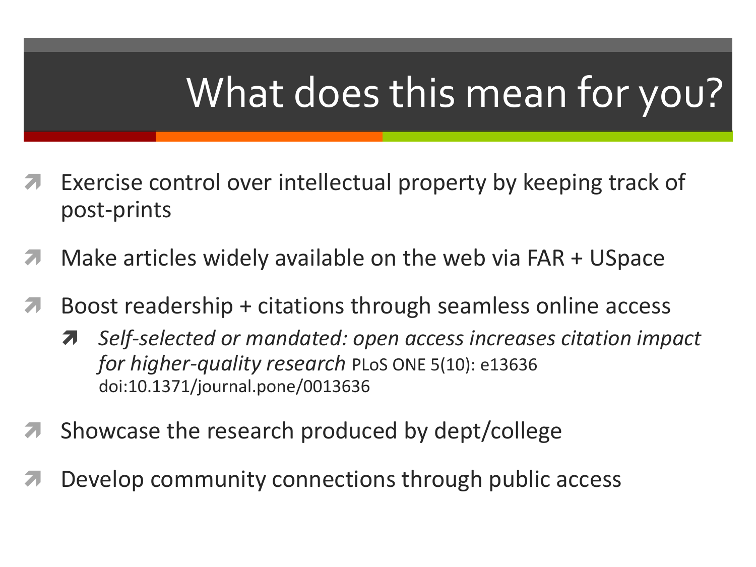# What does this mean for you?

- Exercise control over intellectual property by keeping track of post-prints
- Make articles widely available on the web via FAR + USpace
- Boost readership + citations through seamless online access
  - *Self-selected or mandated: open access increases citation impact for higher-quality research* PLoS ONE 5(10): e13636 doi:10.1371/journal.pone/0013636
- Showcase the research produced by dept/college
- Develop community connections through public access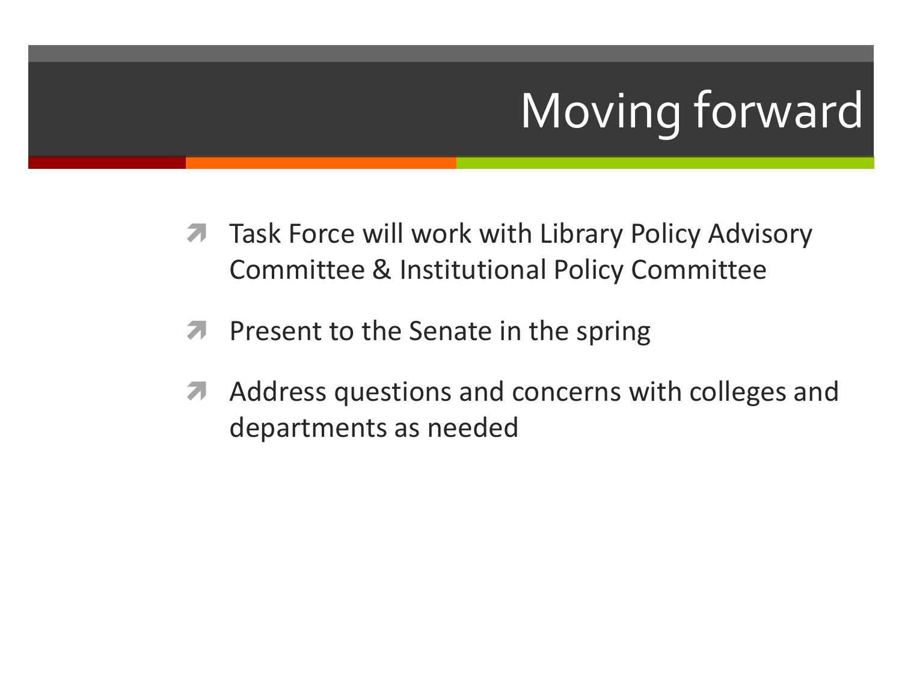# Moving forward

- Task Force will work with Library Policy Advisory Committee & Institutional Policy Committee
- Present to the Senate in the spring
- Address questions and concerns with colleges and departments as needed